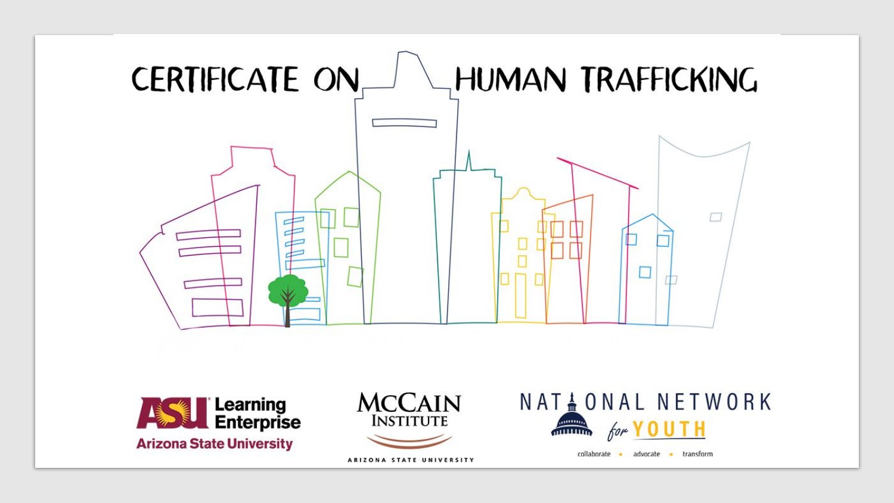# CERTIFICATE ON HUMAN TRAFFICKING

ASU Learning Enterprise
Arizona State University

McCAIN INSTITUTE
ARIZONA STATE UNIVERSITY

NATIONAL NETWORK for YOUTH
collaborate • advocate • transform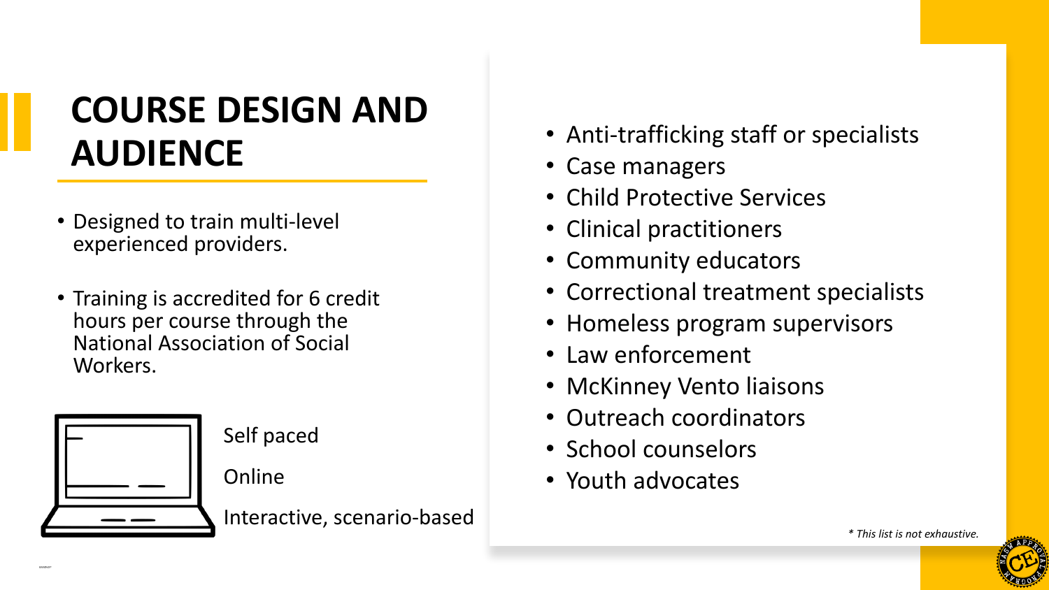# COURSE DESIGN AND AUDIENCE

- Designed to train multi-level experienced providers.
- Training is accredited for 6 credit hours per course through the National Association of Social Workers.

Self paced

Online

Interactive, scenario-based

- Anti-trafficking staff or specialists
- Case managers
- Child Protective Services
- Clinical practitioners
- Community educators
- Correctional treatment specialists
- Homeless program supervisors
- Law enforcement
- McKinney Vento liaisons
- Outreach coordinators
- School counselors
- Youth advocates

*\* This list is not exhaustive.*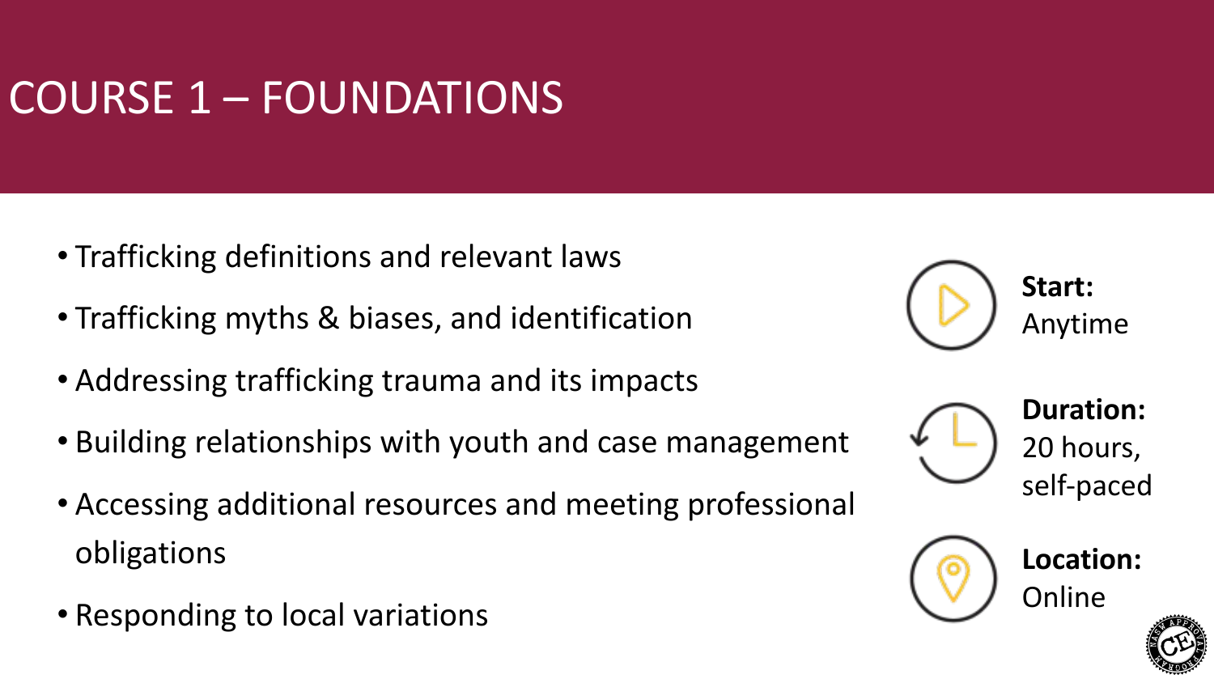# COURSE 1 – FOUNDATIONS

- Trafficking definitions and relevant laws
- Trafficking myths & biases, and identification
- Addressing trafficking trauma and its impacts
- Building relationships with youth and case management
- Accessing additional resources and meeting professional obligations
- Responding to local variations

**Start:** Anytime

**Duration:** 20 hours, self-paced

**Location:** Online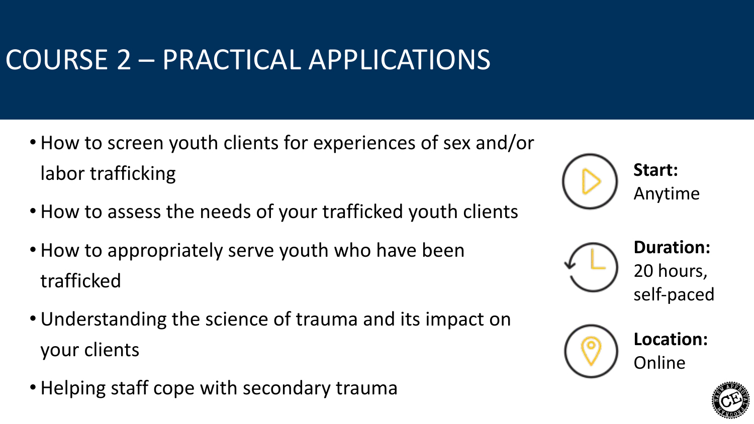# COURSE 2 – PRACTICAL APPLICATIONS

- How to screen youth clients for experiences of sex and/or labor trafficking
- How to assess the needs of your trafficked youth clients
- How to appropriately serve youth who have been trafficked
- Understanding the science of trauma and its impact on your clients
- Helping staff cope with secondary trauma

**Start:** Anytime

**Duration:** 20 hours, self-paced

**Location:** Online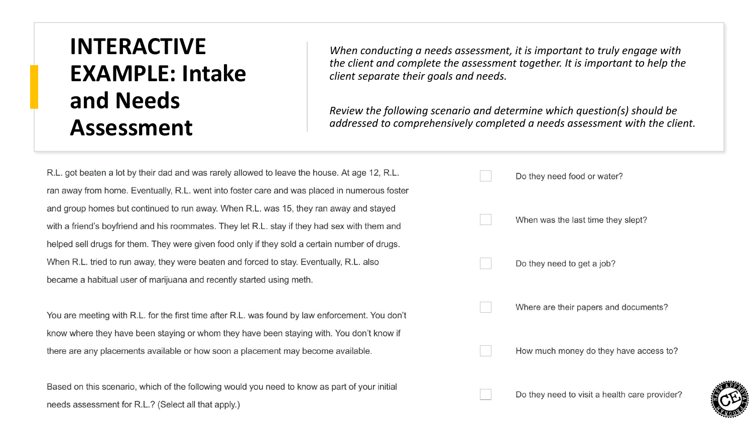# INTERACTIVE EXAMPLE: Intake and Needs Assessment

*When conducting a needs assessment, it is important to truly engage with the client and complete the assessment together. It is important to help the client separate their goals and needs.*

*Review the following scenario and determine which question(s) should be addressed to comprehensively completed a needs assessment with the client.*

R.L. got beaten a lot by their dad and was rarely allowed to leave the house. At age 12, R.L. ran away from home. Eventually, R.L. went into foster care and was placed in numerous foster and group homes but continued to run away. When R.L. was 15, they ran away and stayed with a friend's boyfriend and his roommates. They let R.L. stay if they had sex with them and helped sell drugs for them. They were given food only if they sold a certain number of drugs. When R.L. tried to run away, they were beaten and forced to stay. Eventually, R.L. also became a habitual user of marijuana and recently started using meth.

You are meeting with R.L. for the first time after R.L. was found by law enforcement. You don't know where they have been staying or whom they have been staying with. You don't know if there are any placements available or how soon a placement may become available.

Based on this scenario, which of the following would you need to know as part of your initial needs assessment for R.L.? (Select all that apply.)

- [ ] Do they need food or water?
- [ ] When was the last time they slept?
- [ ] Do they need to get a job?
- [ ] Where are their papers and documents?
- [ ] How much money do they have access to?
- [ ] Do they need to visit a health care provider?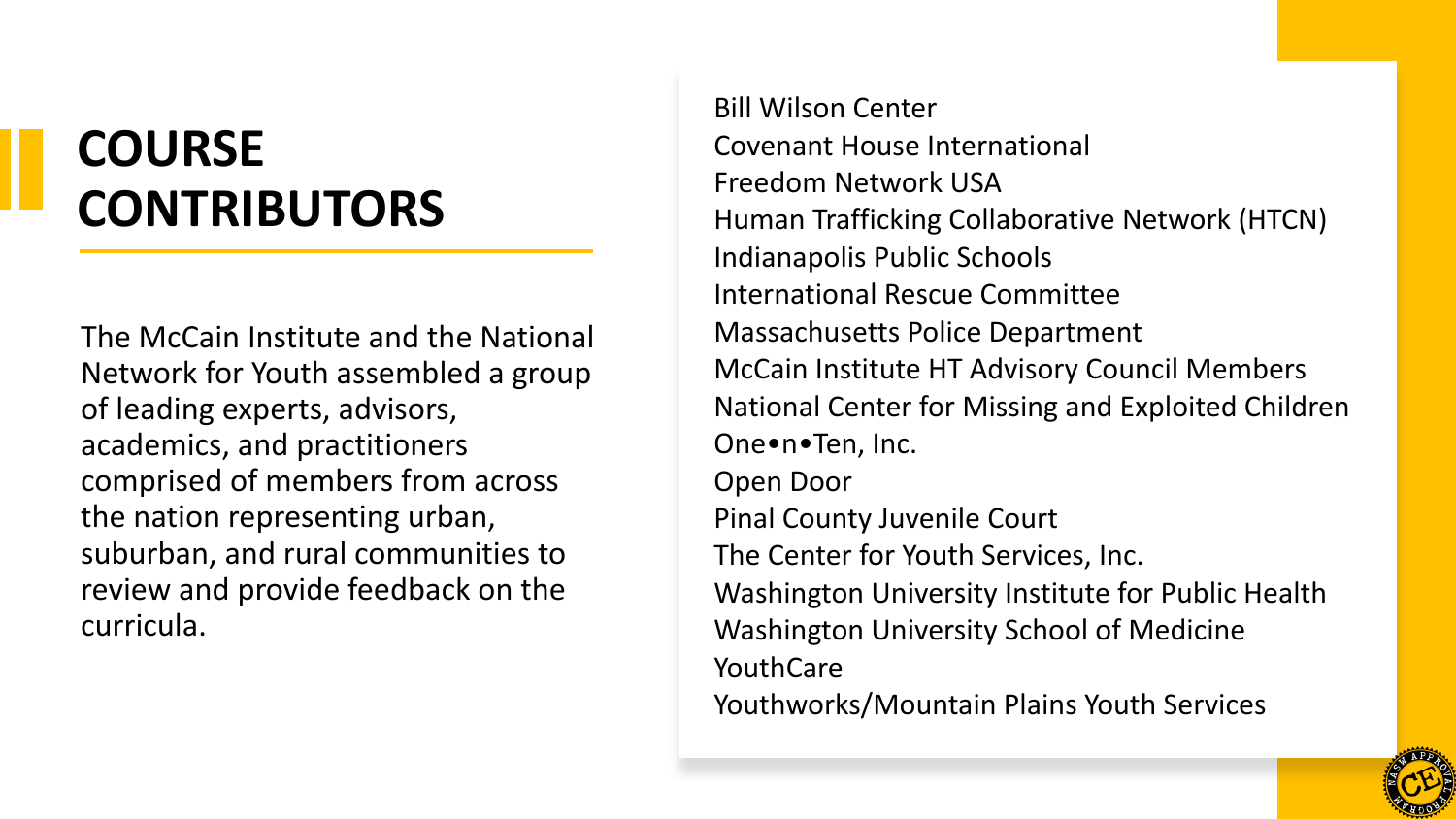# COURSE CONTRIBUTORS

The McCain Institute and the National Network for Youth assembled a group of leading experts, advisors, academics, and practitioners comprised of members from across the nation representing urban, suburban, and rural communities to review and provide feedback on the curricula.

Bill Wilson Center
Covenant House International
Freedom Network USA
Human Trafficking Collaborative Network (HTCN)
Indianapolis Public Schools
International Rescue Committee
Massachusetts Police Department
McCain Institute HT Advisory Council Members
National Center for Missing and Exploited Children
One•n•Ten, Inc.
Open Door
Pinal County Juvenile Court
The Center for Youth Services, Inc.
Washington University Institute for Public Health
Washington University School of Medicine
YouthCare
Youthworks/Mountain Plains Youth Services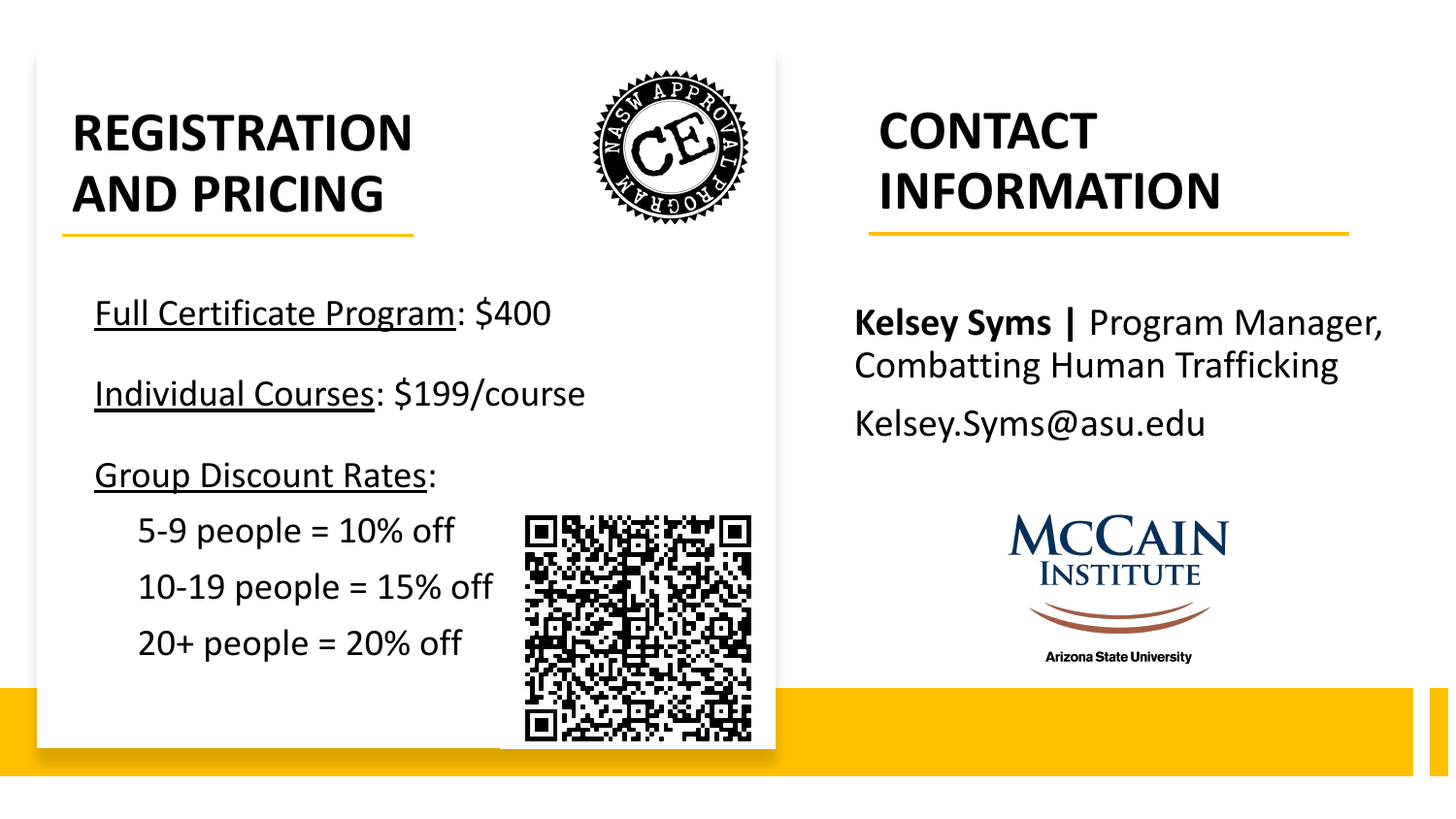# REGISTRATION AND PRICING

Full Certificate Program: $400

Individual Courses: $199/course

Group Discount Rates:

- 5-9 people = 10% off
- 10-19 people = 15% off
- 20+ people = 20% off

# CONTACT INFORMATION

**Kelsey Syms |** Program Manager, Combatting Human Trafficking

Kelsey.Syms@asu.edu

McCain Institute

Arizona State University